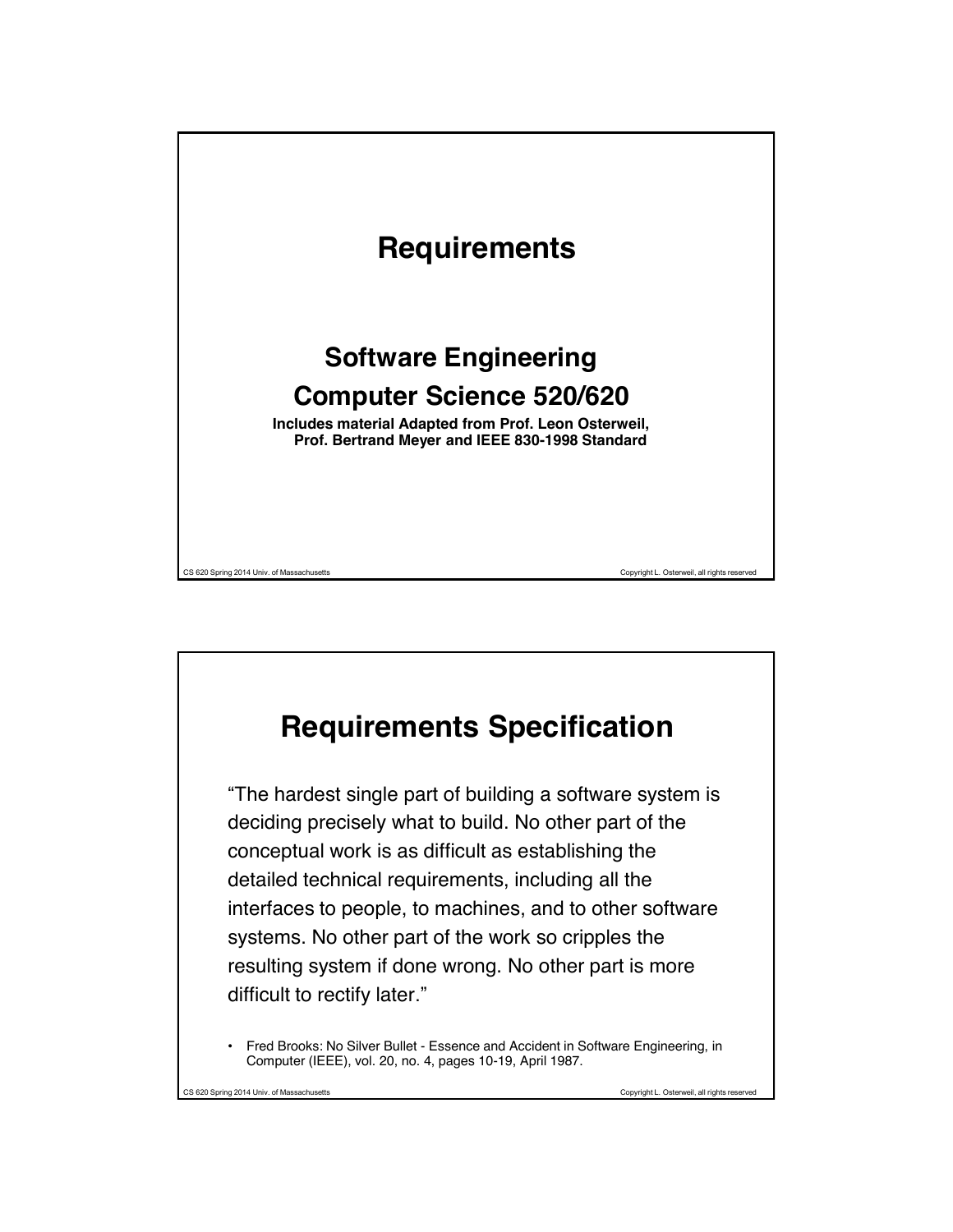# Requirements

## Software Engineering
## Computer Science 520/620

**Includes material Adapted from Prof. Leon Osterweil, Prof. Bertrand Meyer and IEEE 830-1998 Standard**

# Requirements Specification

"The hardest single part of building a software system is deciding precisely what to build. No other part of the conceptual work is as difficult as establishing the detailed technical requirements, including all the interfaces to people, to machines, and to other software systems. No other part of the work so cripples the resulting system if done wrong. No other part is more difficult to rectify later."

- Fred Brooks: No Silver Bullet - Essence and Accident in Software Engineering, in Computer (IEEE), vol. 20, no. 4, pages 10-19, April 1987.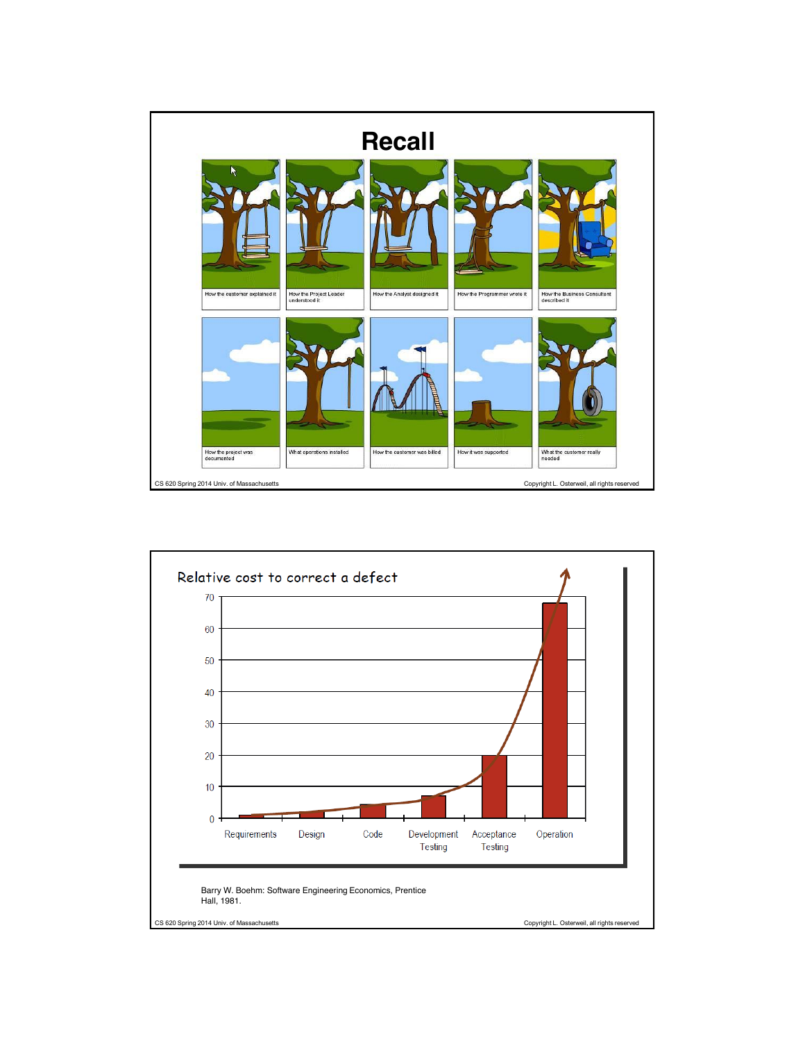# Recall

| | | | | |
|---|---|---|---|---|
| How the customer explained it | How the Project Leader understood it | How the Analyst designed it | How the Programmer wrote it | How the Business Consultant described it |
| How the project was documented | What operations installed | How the customer was billed | How it was supported | What the customer really needed |

## Relative cost to correct a defect

| Phase | Relative cost |
|---|---|
| Requirements | ~1 |
| Design | ~2 |
| Code | ~4 |
| Development Testing | ~7 |
| Acceptance Testing | ~20 |
| Operation | ~68 |

Barry W. Boehm: Software Engineering Economics, Prentice Hall, 1981.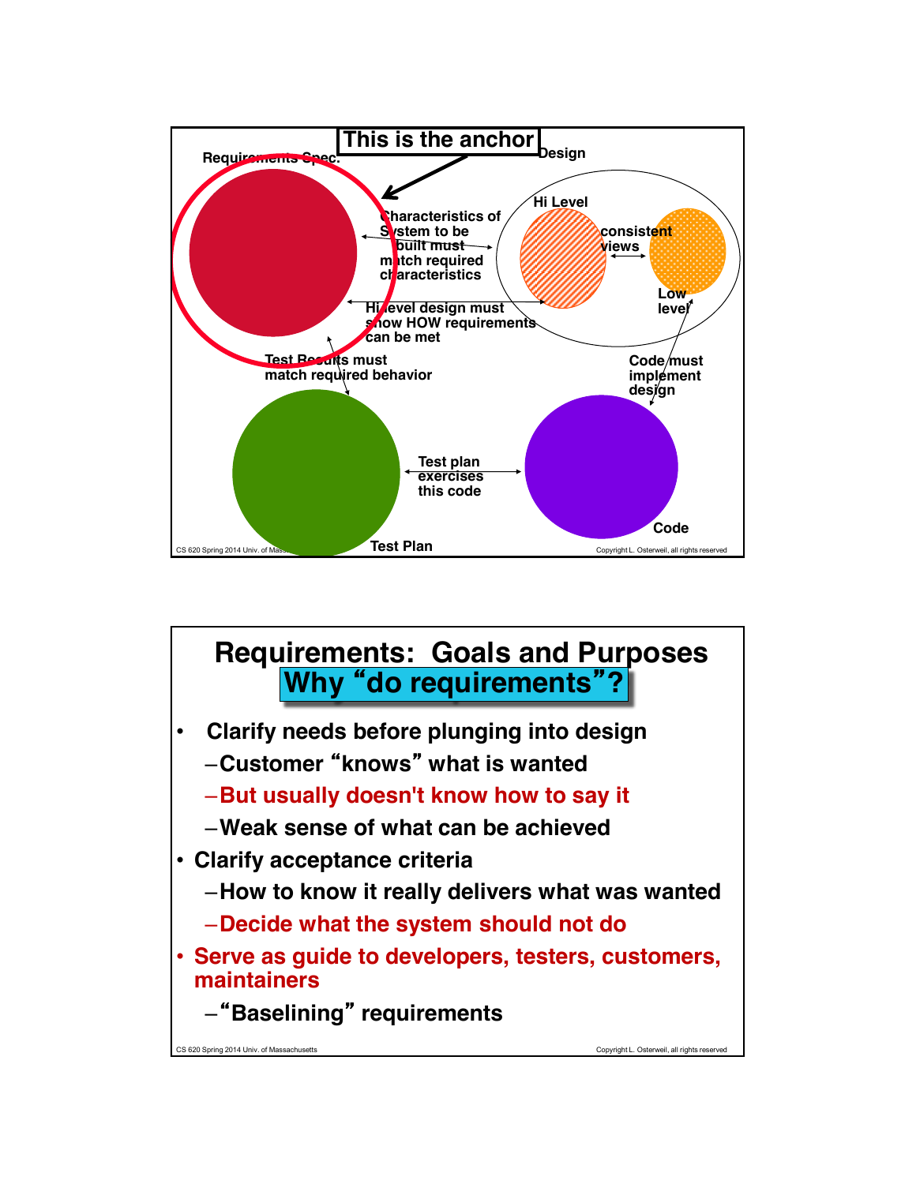This is the anchor

Requirements Spec.

Design

Hi Level

consistent views

Low level

Characteristics of System to be built must match required characteristics

Hi level design must show HOW requirements can be met

Test Results must match required behavior

Code must implement design

Test plan exercises this code

Test Plan

Code

# Requirements: Goals and Purposes

## Why "do requirements"?

- Clarify needs before plunging into design
  - Customer "knows" what is wanted
  - But usually doesn't know how to say it
  - Weak sense of what can be achieved
- Clarify acceptance criteria
  - How to know it really delivers what was wanted
  - Decide what the system should not do
- Serve as guide to developers, testers, customers, maintainers
  - "Baselining" requirements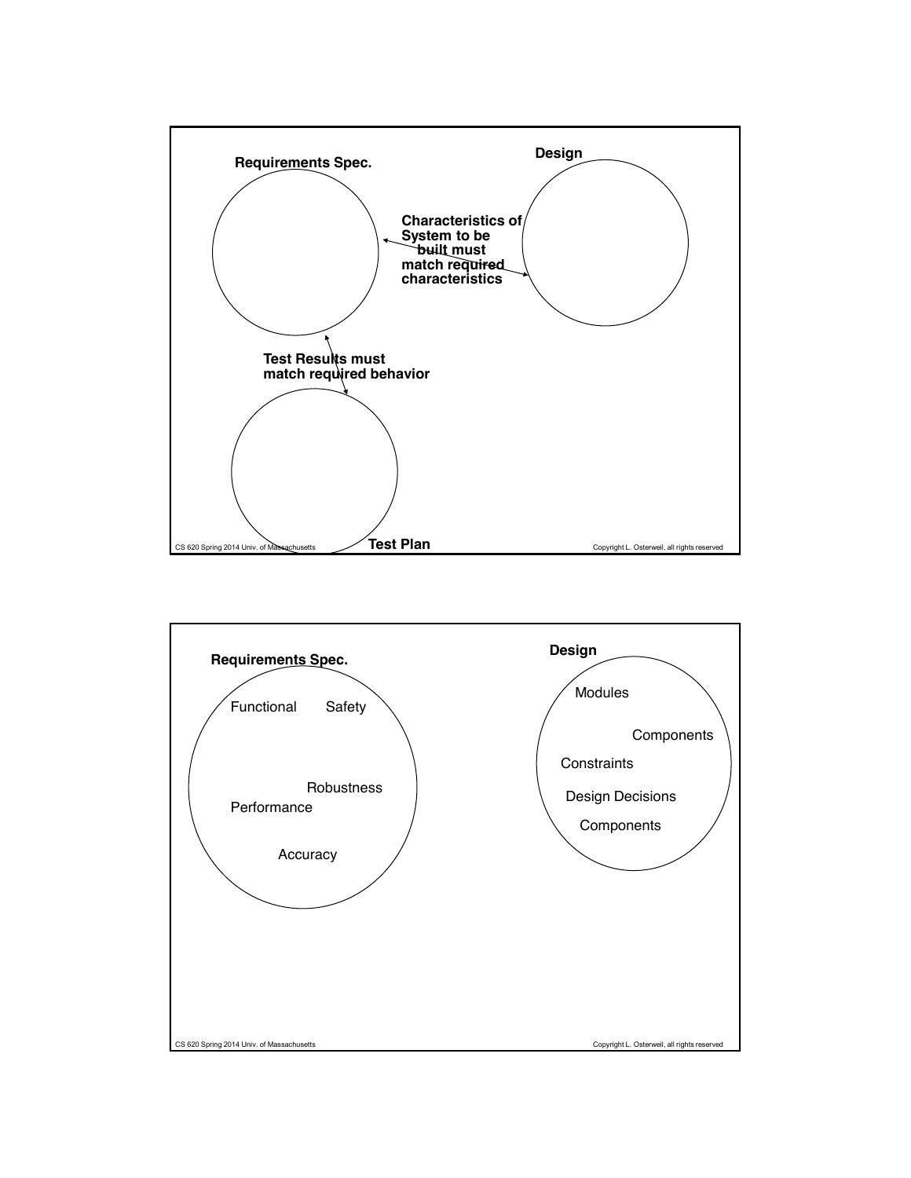**Requirements Spec.**

**Design**

**Characteristics of System to be built must match required characteristics**

**Test Results must match required behavior**

**Test Plan**

---

**Requirements Spec.**

Functional

Safety

Robustness

Performance

Accuracy

**Design**

Modules

Components

Constraints

Design Decisions

Components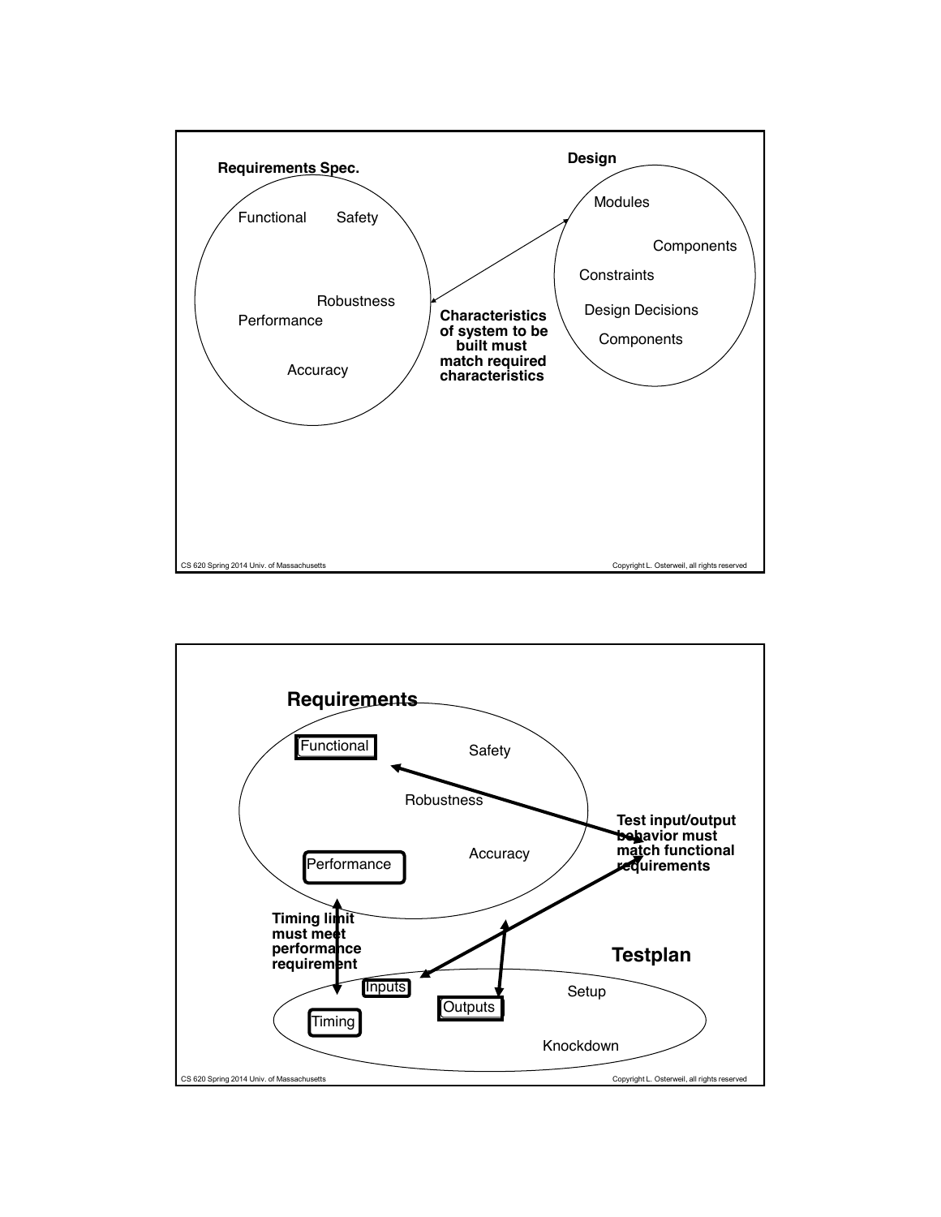**Requirements Spec.**

Functional

Safety

Robustness

Performance

Accuracy

**Design**

Modules

Components

Constraints

Design Decisions

Components

**Characteristics of system to be built must match required characteristics**

---

## Requirements

Functional

Safety

Robustness

Performance

Accuracy

**Test input/output behavior must match functional requirements**

**Timing limit must meet performance requirement**

## Testplan

Inputs

Outputs

Timing

Setup

Knockdown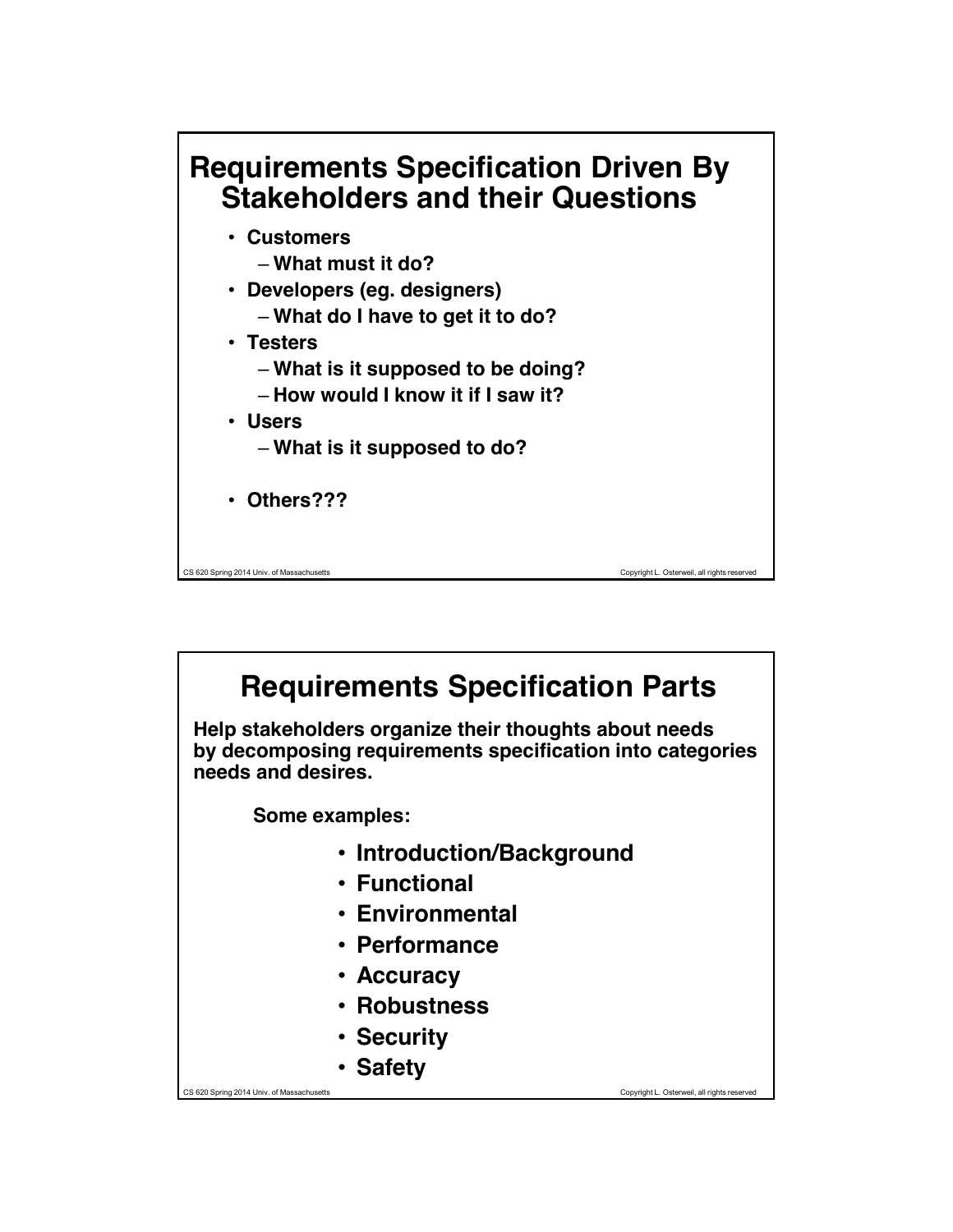# Requirements Specification Driven By Stakeholders and their Questions

- **Customers**
  - **What must it do?**
- **Developers (eg. designers)**
  - **What do I have to get it to do?**
- **Testers**
  - **What is it supposed to be doing?**
  - **How would I know it if I saw it?**
- **Users**
  - **What is it supposed to do?**
- **Others???**

# Requirements Specification Parts

**Help stakeholders organize their thoughts about needs by decomposing requirements specification into categories needs and desires.**

**Some examples:**

- **Introduction/Background**
- **Functional**
- **Environmental**
- **Performance**
- **Accuracy**
- **Robustness**
- **Security**
- **Safety**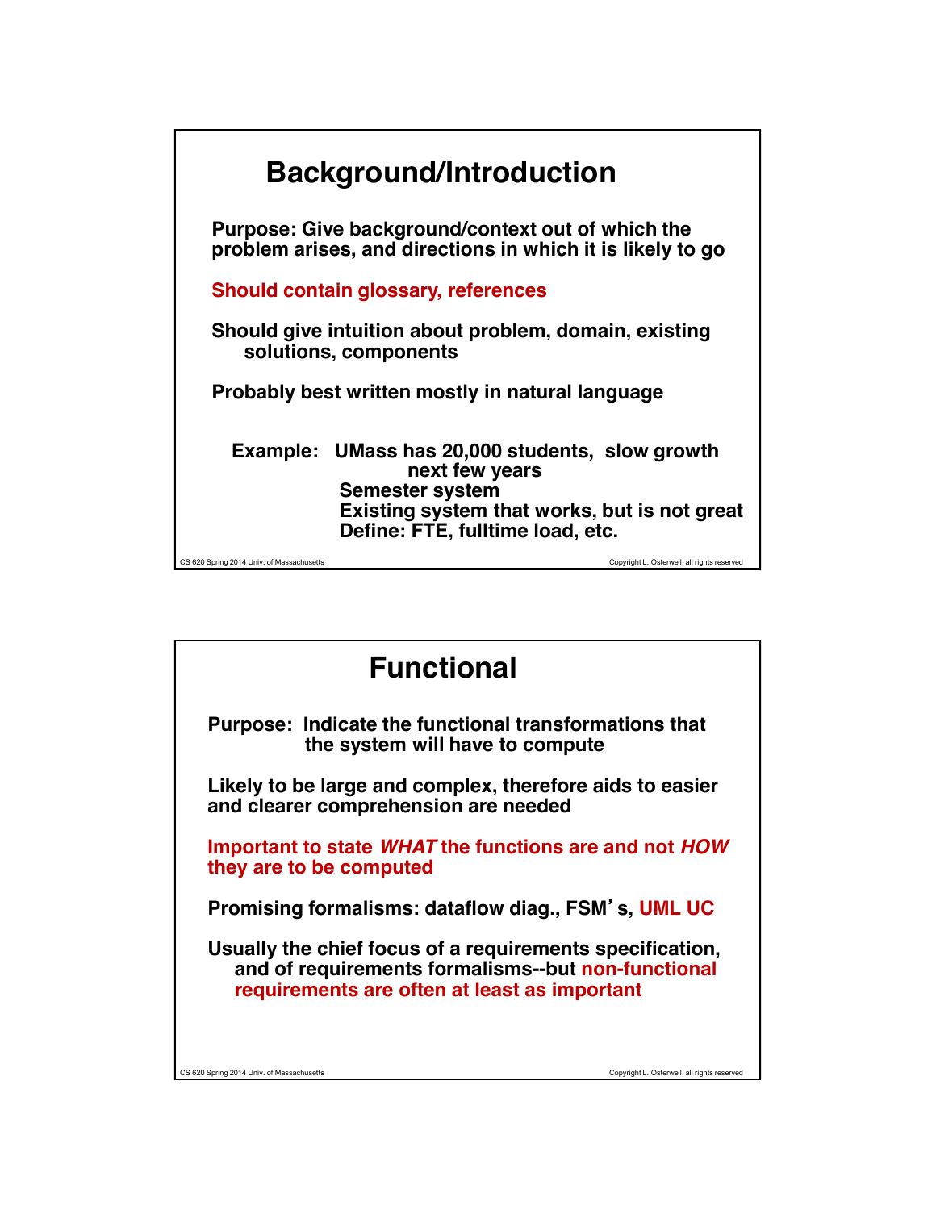## Background/Introduction

**Purpose: Give background/context out of which the problem arises, and directions in which it is likely to go**

**Should contain glossary, references**

**Should give intuition about problem, domain, existing solutions, components**

**Probably best written mostly in natural language**

**Example: UMass has 20,000 students, slow growth next few years**
**Semester system**
**Existing system that works, but is not great**
**Define: FTE, fulltime load, etc.**

## Functional

**Purpose: Indicate the functional transformations that the system will have to compute**

**Likely to be large and complex, therefore aids to easier and clearer comprehension are needed**

**Important to state *WHAT* the functions are and not *HOW* they are to be computed**

**Promising formalisms: dataflow diag., FSM's, UML UC**

**Usually the chief focus of a requirements specification, and of requirements formalisms--but non-functional requirements are often at least as important**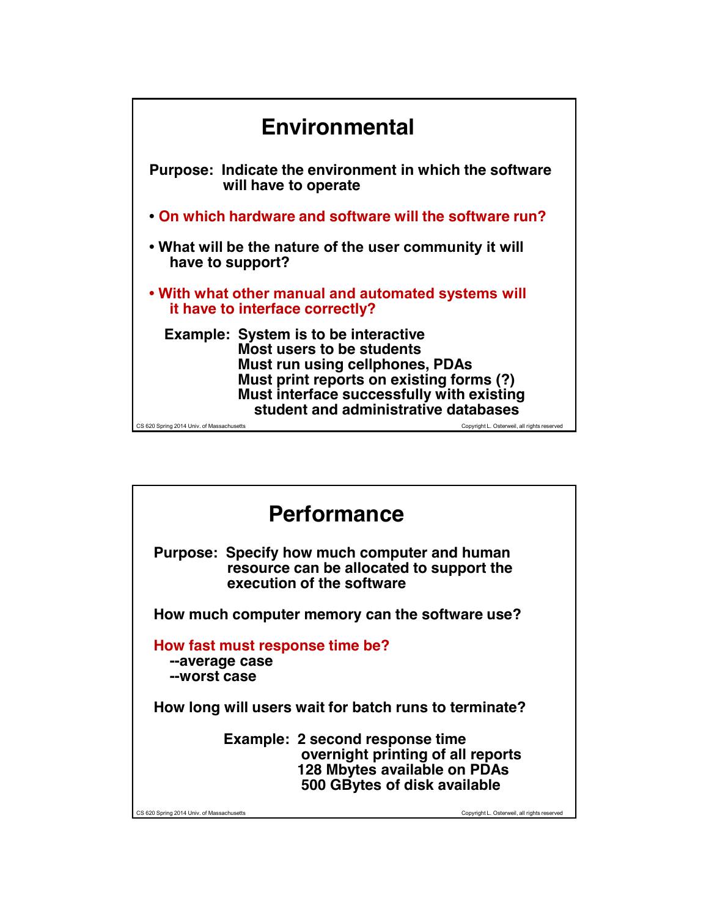# Environmental

**Purpose: Indicate the environment in which the software will have to operate**

- **On which hardware and software will the software run?**
- **What will be the nature of the user community it will have to support?**
- **With what other manual and automated systems will it have to interface correctly?**

**Example:** System is to be interactive
Most users to be students
Must run using cellphones, PDAs
Must print reports on existing forms (?)
Must interface successfully with existing student and administrative databases

# Performance

**Purpose: Specify how much computer and human resource can be allocated to support the execution of the software**

**How much computer memory can the software use?**

**How fast must response time be?**
--average case
--worst case

**How long will users wait for batch runs to terminate?**

**Example:** 2 second response time
overnight printing of all reports
128 Mbytes available on PDAs
500 GBytes of disk available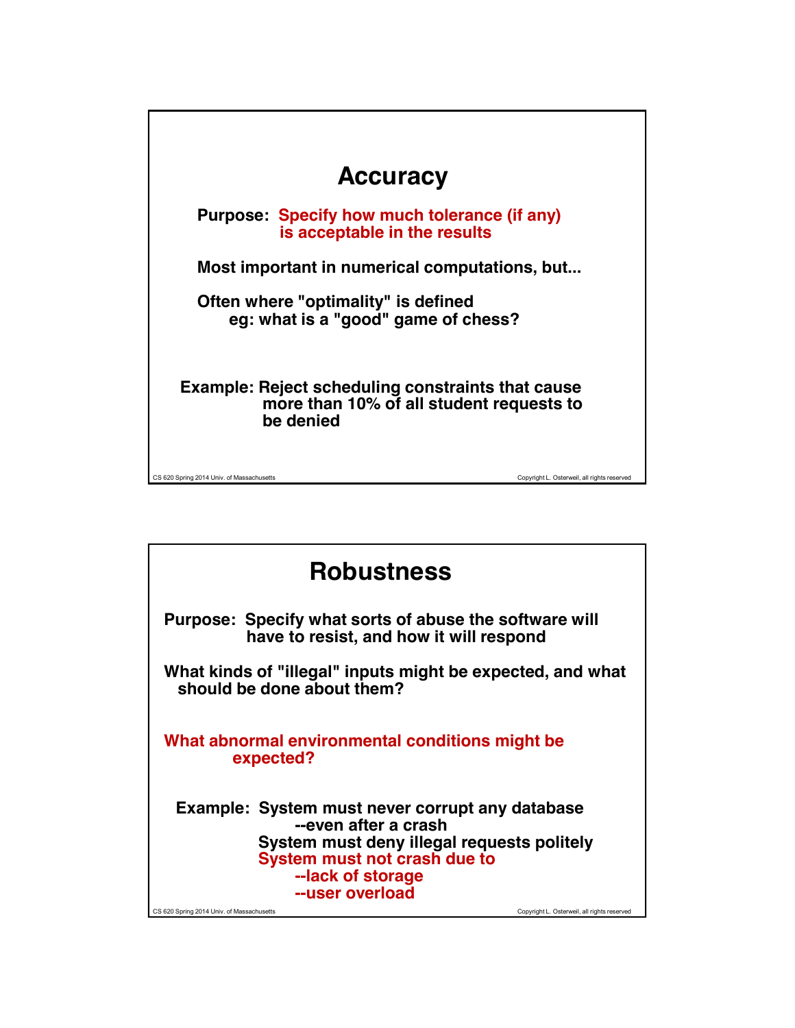## Accuracy

**Purpose: Specify how much tolerance (if any) is acceptable in the results**

**Most important in numerical computations, but...**

**Often where "optimality" is defined**
**eg: what is a "good" game of chess?**

**Example: Reject scheduling constraints that cause more than 10% of all student requests to be denied**

## Robustness

**Purpose: Specify what sorts of abuse the software will have to resist, and how it will respond**

**What kinds of "illegal" inputs might be expected, and what should be done about them?**

**What abnormal environmental conditions might be expected?**

**Example: System must never corrupt any database**
**--even after a crash**
**System must deny illegal requests politely**
**System must not crash due to**
**--lack of storage**
**--user overload**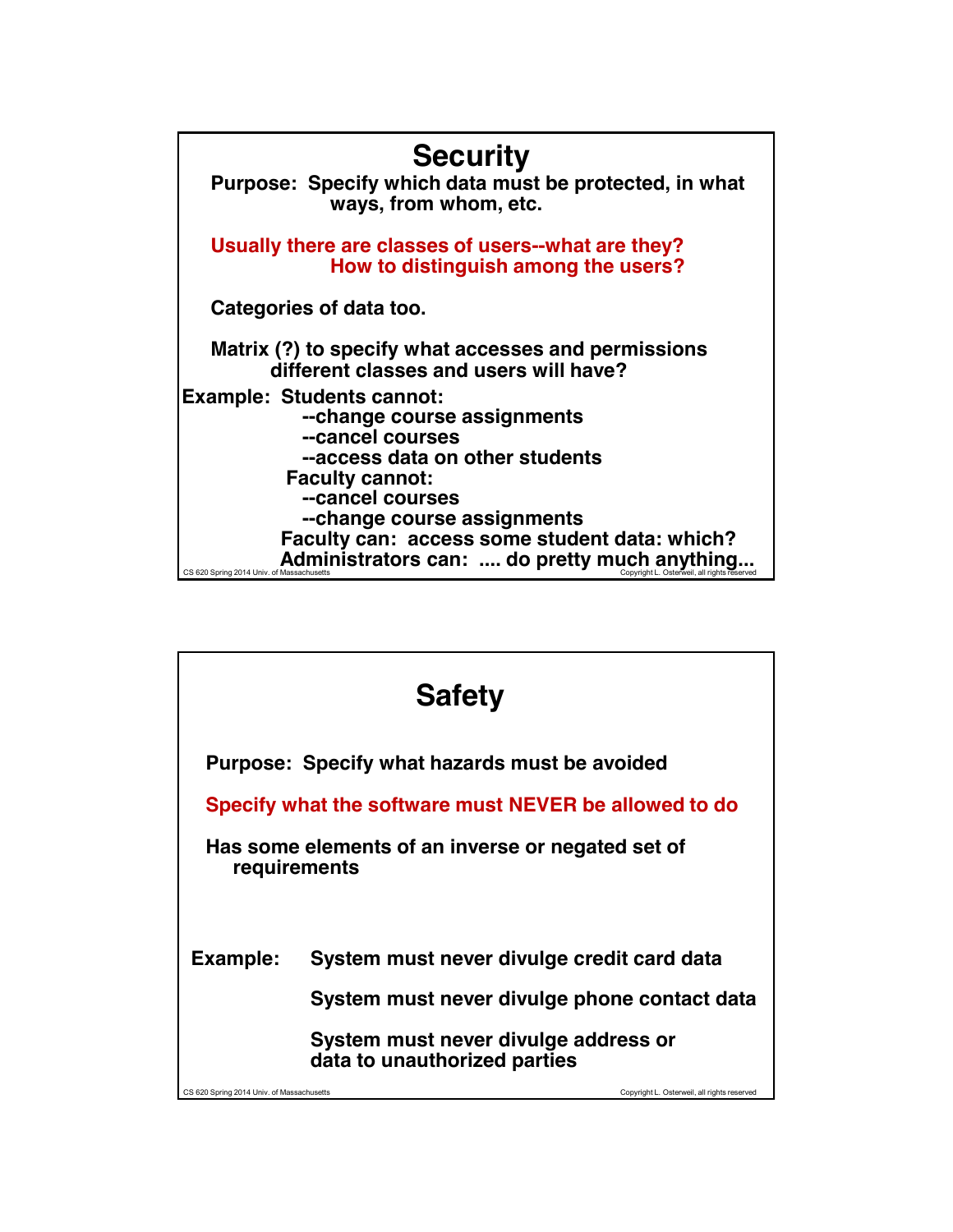# Security

**Purpose: Specify which data must be protected, in what ways, from whom, etc.**

**Usually there are classes of users--what are they? How to distinguish among the users?**

**Categories of data too.**

**Matrix (?) to specify what accesses and permissions different classes and users will have?**

**Example: Students cannot:**
- **--change course assignments**
- **--cancel courses**
- **--access data on other students**

**Faculty cannot:**
- **--cancel courses**
- **--change course assignments**

**Faculty can: access some student data: which?**

**Administrators can: .... do pretty much anything...**

# Safety

**Purpose: Specify what hazards must be avoided**

**Specify what the software must NEVER be allowed to do**

**Has some elements of an inverse or negated set of requirements**

**Example:**
- **System must never divulge credit card data**
- **System must never divulge phone contact data**
- **System must never divulge address or data to unauthorized parties**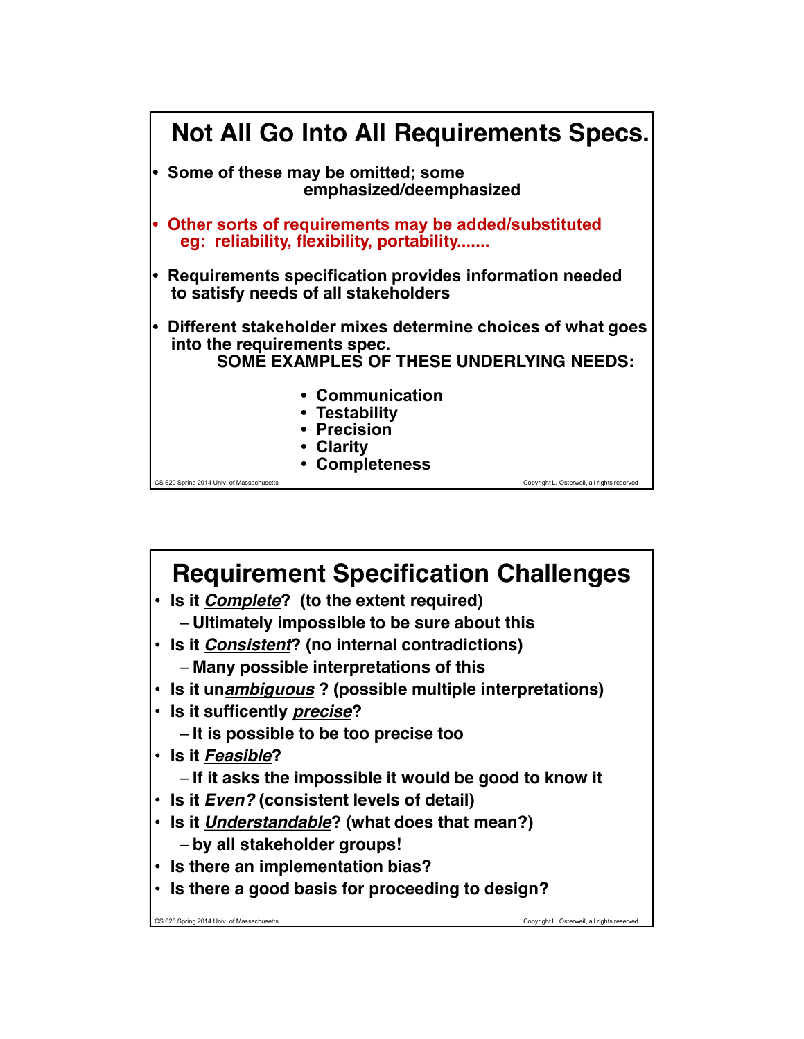## Not All Go Into All Requirements Specs.

- Some of these may be omitted; some emphasized/deemphasized
- Other sorts of requirements may be added/substituted eg: reliability, flexibility, portability.......
- Requirements specification provides information needed to satisfy needs of all stakeholders
- Different stakeholder mixes determine choices of what goes into the requirements spec.

SOME EXAMPLES OF THESE UNDERLYING NEEDS:

- Communication
- Testability
- Precision
- Clarity
- Completeness

## Requirement Specification Challenges

- Is it ***Complete***? (to the extent required)
  - Ultimately impossible to be sure about this
- Is it ***Consistent***? (no internal contradictions)
  - Many possible interpretations of this
- Is it un***ambiguous*** ? (possible multiple interpretations)
- Is it sufficently ***precise***?
  - It is possible to be too precise too
- Is it ***Feasible***?
  - If it asks the impossible it would be good to know it
- Is it ***Even?*** (consistent levels of detail)
- Is it ***Understandable***? (what does that mean?)
  - by all stakeholder groups!
- Is there an implementation bias?
- Is there a good basis for proceeding to design?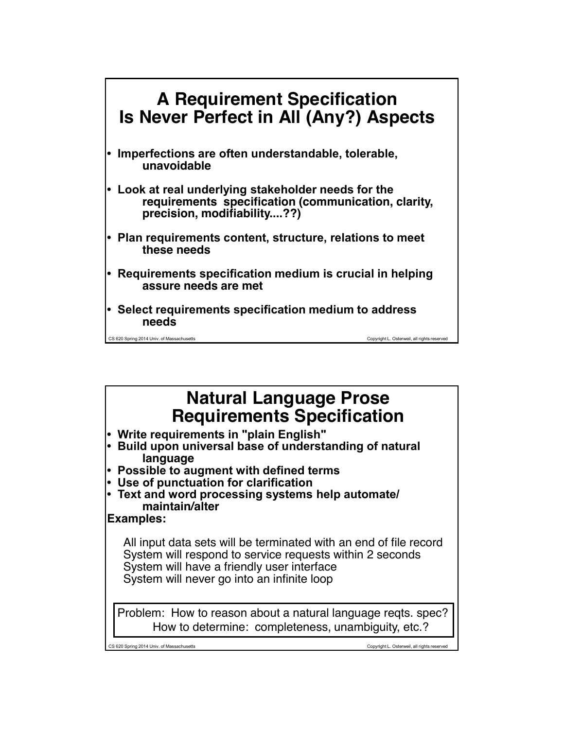# A Requirement Specification Is Never Perfect in All (Any?) Aspects

- **Imperfections are often understandable, tolerable, unavoidable**
- **Look at real underlying stakeholder needs for the requirements specification (communication, clarity, precision, modifiability....??)**
- **Plan requirements content, structure, relations to meet these needs**
- **Requirements specification medium is crucial in helping assure needs are met**
- **Select requirements specification medium to address needs**

# Natural Language Prose Requirements Specification

- **Write requirements in "plain English"**
- **Build upon universal base of understanding of natural language**
- **Possible to augment with defined terms**
- **Use of punctuation for clarification**
- **Text and word processing systems help automate/ maintain/alter**

**Examples:**

All input data sets will be terminated with an end of file record
System will respond to service requests within 2 seconds
System will have a friendly user interface
System will never go into an infinite loop

Problem: How to reason about a natural language reqts. spec?
How to determine: completeness, unambiguity, etc.?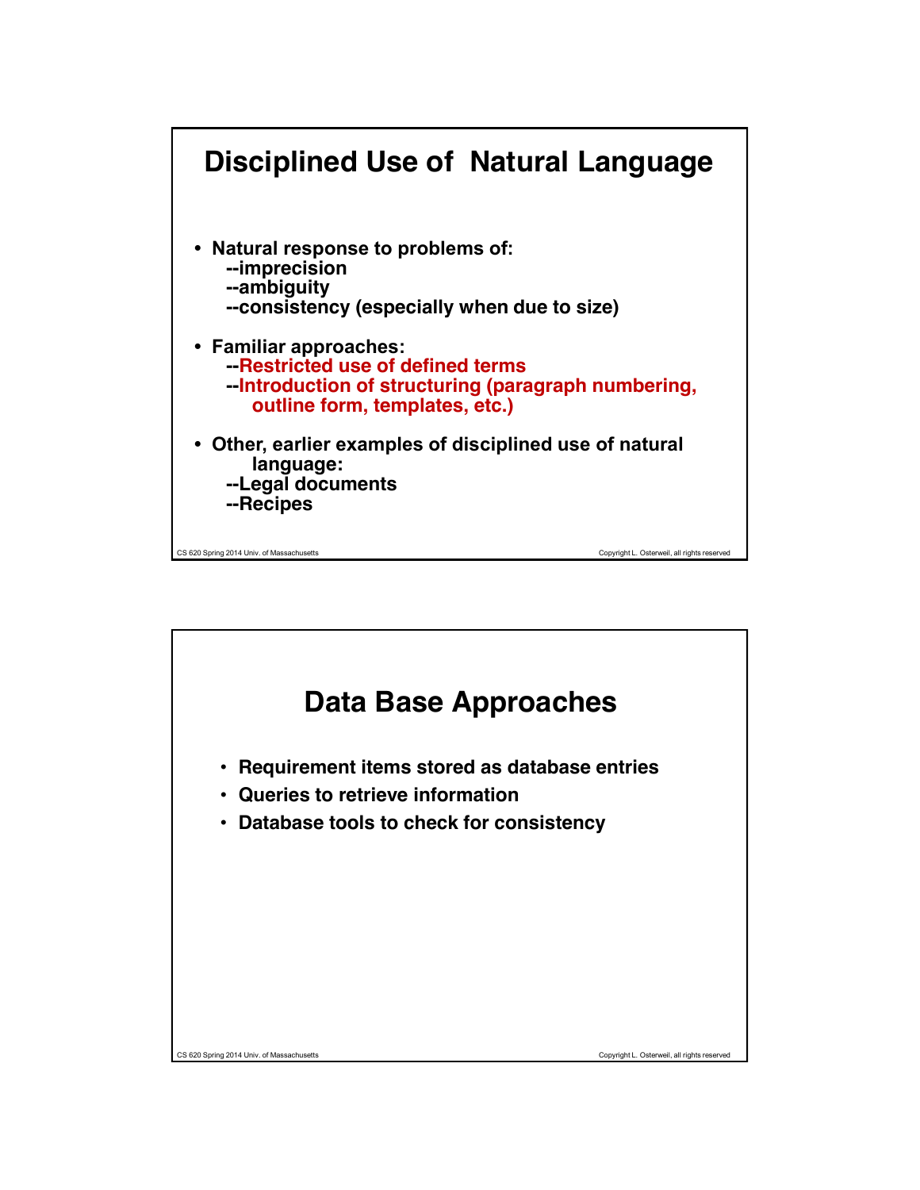# Disciplined Use of Natural Language

- **Natural response to problems of:**
  - --imprecision
  - --ambiguity
  - --consistency (especially when due to size)
- **Familiar approaches:**
  - --Restricted use of defined terms
  - --Introduction of structuring (paragraph numbering, outline form, templates, etc.)
- **Other, earlier examples of disciplined use of natural language:**
  - --Legal documents
  - --Recipes

# Data Base Approaches

- **Requirement items stored as database entries**
- **Queries to retrieve information**
- **Database tools to check for consistency**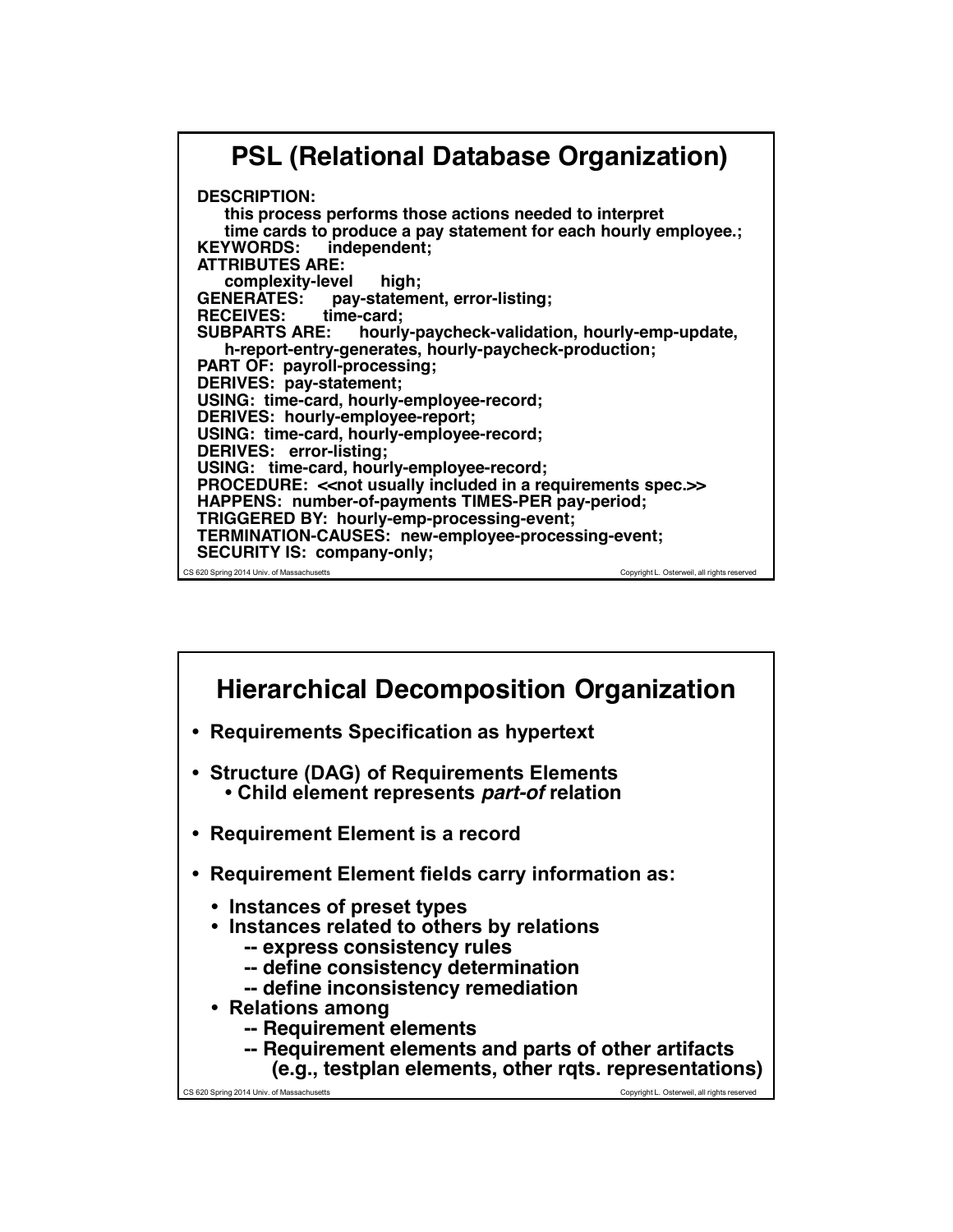# PSL (Relational Database Organization)

```
DESCRIPTION:
    this process performs those actions needed to interpret
    time cards to produce a pay statement for each hourly employee.;
KEYWORDS:    independent;
ATTRIBUTES ARE:
    complexity-level    high;
GENERATES:    pay-statement, error-listing;
RECEIVES:    time-card;
SUBPARTS ARE:    hourly-paycheck-validation, hourly-emp-update,
    h-report-entry-generates, hourly-paycheck-production;
PART OF:  payroll-processing;
DERIVES:  pay-statement;
USING:  time-card, hourly-employee-record;
DERIVES:  hourly-employee-report;
USING:  time-card, hourly-employee-record;
DERIVES:   error-listing;
USING:   time-card, hourly-employee-record;
PROCEDURE:  <<not usually included in a requirements spec.>>
HAPPENS:  number-of-payments TIMES-PER pay-period;
TRIGGERED BY:  hourly-emp-processing-event;
TERMINATION-CAUSES:  new-employee-processing-event;
SECURITY IS:  company-only;
```

# Hierarchical Decomposition Organization

- Requirements Specification as hypertext
- Structure (DAG) of Requirements Elements
  - Child element represents *part-of* relation
- Requirement Element is a record
- Requirement Element fields carry information as:
  - Instances of preset types
  - Instances related to others by relations
    - -- express consistency rules
    - -- define consistency determination
    - -- define inconsistency remediation
  - Relations among
    - -- Requirement elements
    - -- Requirement elements and parts of other artifacts (e.g., testplan elements, other rqts. representations)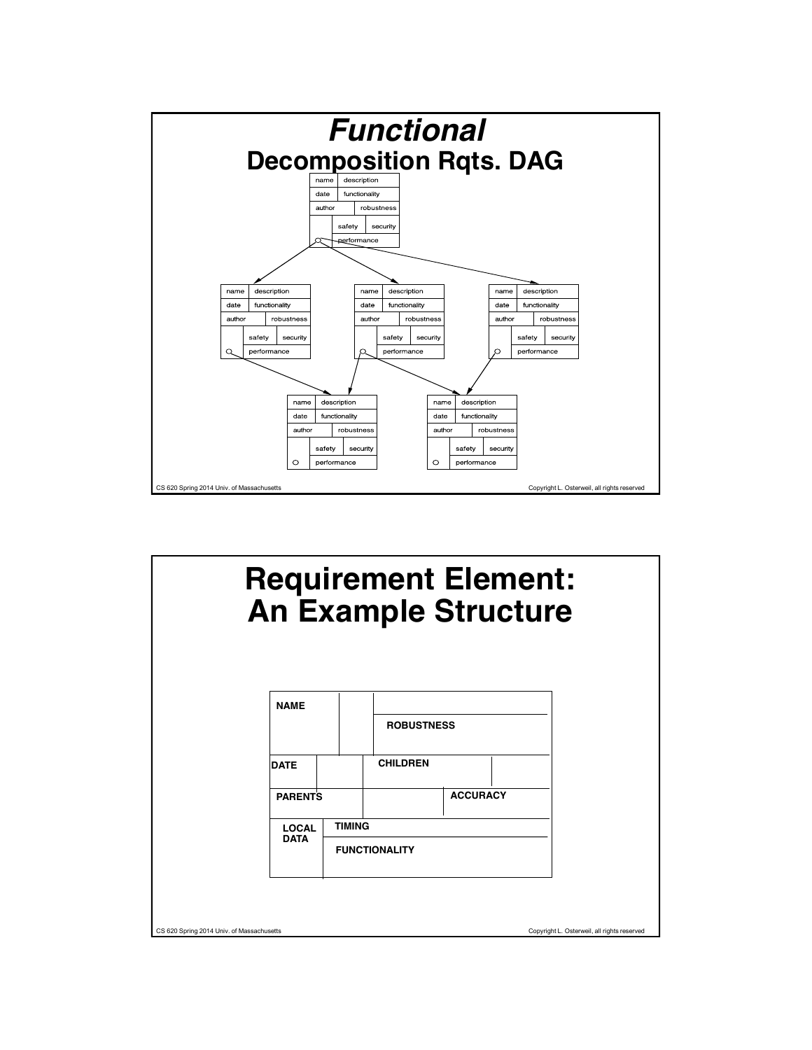# *Functional* Decomposition Rqts. DAG

name | description
date | functionality
author | robustness
safety | security
performance

# Requirement Element: An Example Structure

NAME

ROBUSTNESS

DATE

CHILDREN

PARENTS

ACCURACY

LOCAL DATA

TIMING

FUNCTIONALITY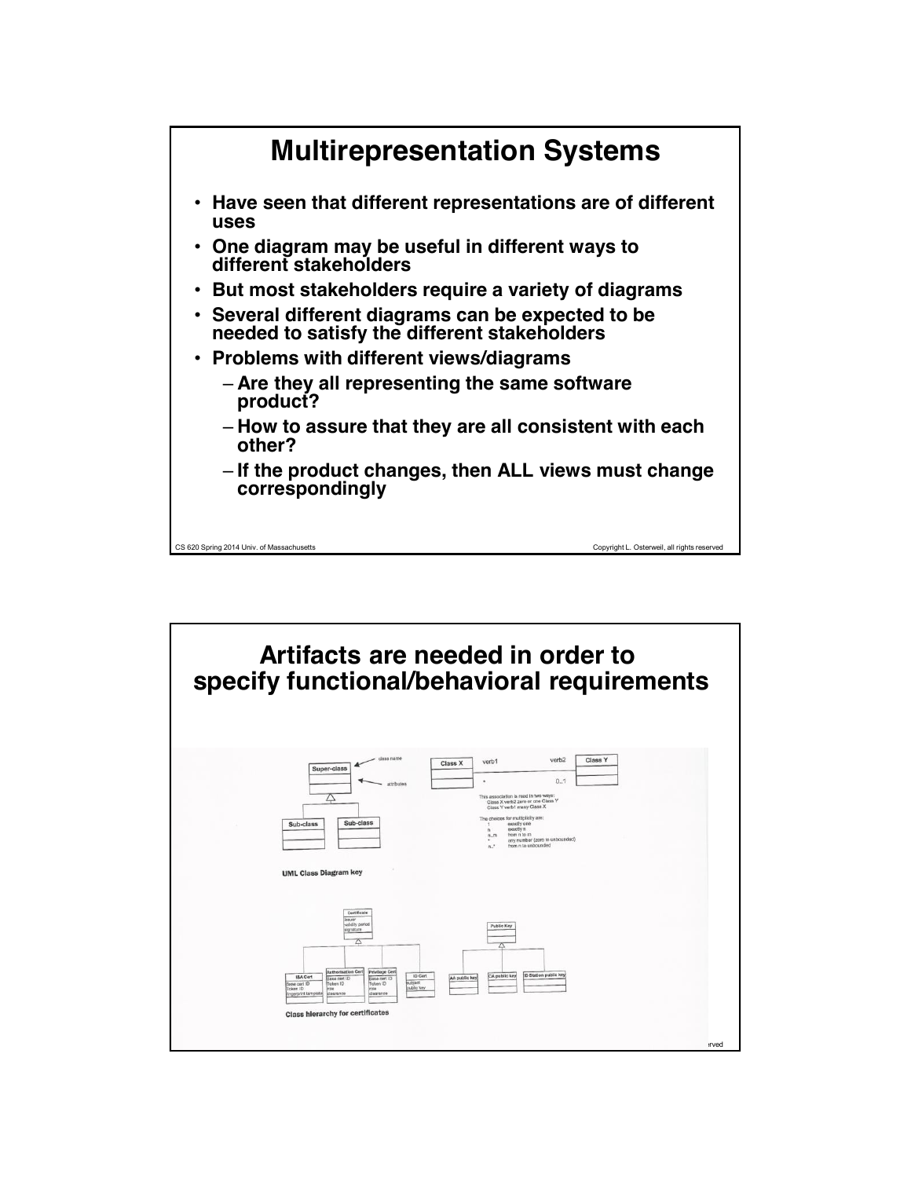# Multirepresentation Systems

- Have seen that different representations are of different uses
- One diagram may be useful in different ways to different stakeholders
- But most stakeholders require a variety of diagrams
- Several different diagrams can be expected to be needed to satisfy the different stakeholders
- Problems with different views/diagrams
  - Are they all representing the same software product?
  - How to assure that they are all consistent with each other?
  - If the product changes, then ALL views must change correspondingly

# Artifacts are needed in order to specify functional/behavioral requirements

UML Class Diagram key

This association is read in two ways:
Class X verb2 zero or one Class Y
Class Y verb1 many Class X

The choices for multiplicity are:

| | |
|---|---|
| 1 | exactly one |
| n | exactly n |
| n..m | from n to m |
| * | any number (zero to unbounded) |
| n..* | from n to unbounded |

Class hierarchy for certificates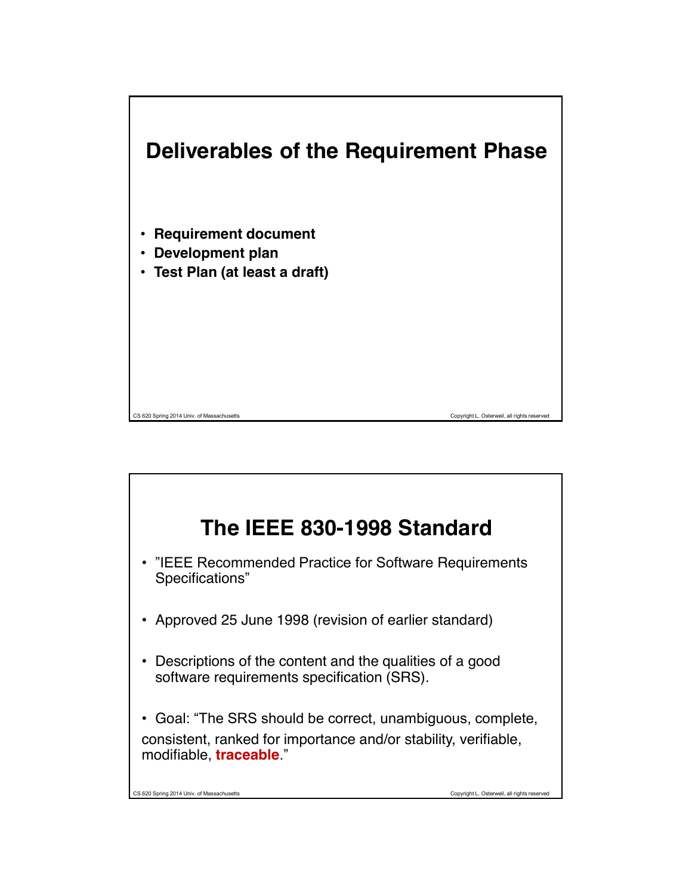# Deliverables of the Requirement Phase

- **Requirement document**
- **Development plan**
- **Test Plan (at least a draft)**

# The IEEE 830-1998 Standard

- "IEEE Recommended Practice for Software Requirements Specifications"
- Approved 25 June 1998 (revision of earlier standard)
- Descriptions of the content and the qualities of a good software requirements specification (SRS).
- Goal: "The SRS should be correct, unambiguous, complete, consistent, ranked for importance and/or stability, verifiable, modifiable, **traceable**."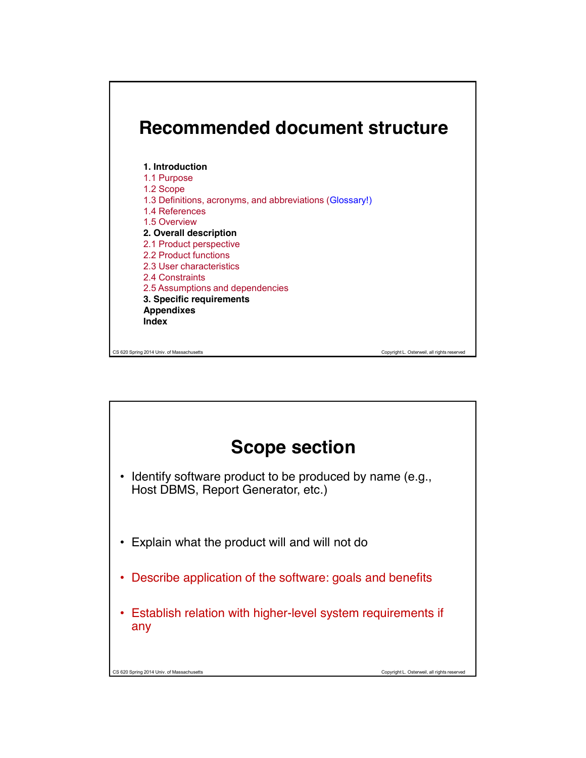# Recommended document structure

**1. Introduction**

1.1 Purpose

1.2 Scope

1.3 Definitions, acronyms, and abbreviations (Glossary!)

1.4 References

1.5 Overview

**2. Overall description**

2.1 Product perspective

2.2 Product functions

2.3 User characteristics

2.4 Constraints

2.5 Assumptions and dependencies

**3. Specific requirements**

**Appendixes**

**Index**

# Scope section

- Identify software product to be produced by name (e.g., Host DBMS, Report Generator, etc.)
- Explain what the product will and will not do
- Describe application of the software: goals and benefits
- Establish relation with higher-level system requirements if any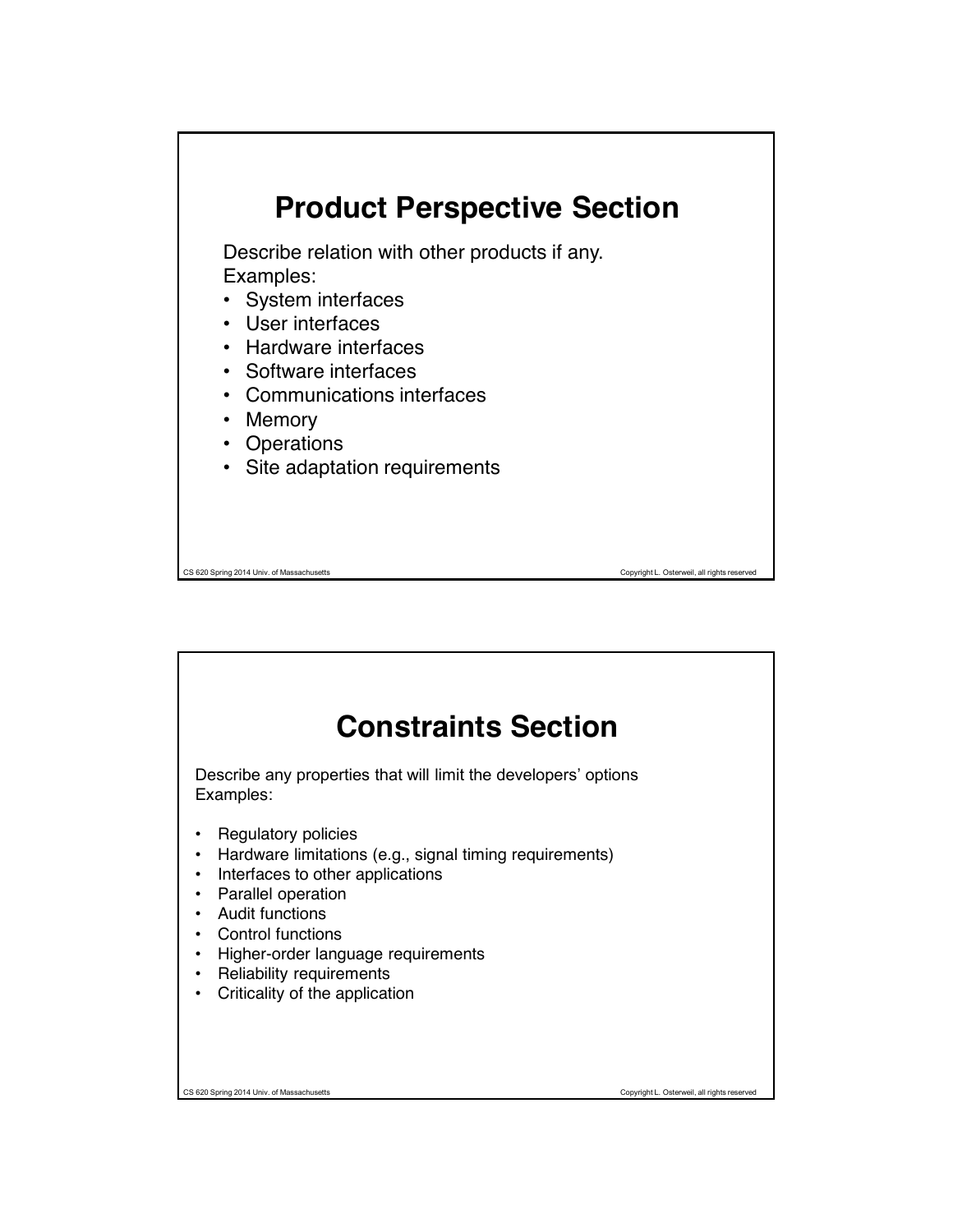# Product Perspective Section

Describe relation with other products if any.
Examples:

- System interfaces
- User interfaces
- Hardware interfaces
- Software interfaces
- Communications interfaces
- Memory
- Operations
- Site adaptation requirements

# Constraints Section

Describe any properties that will limit the developers' options
Examples:

- Regulatory policies
- Hardware limitations (e.g., signal timing requirements)
- Interfaces to other applications
- Parallel operation
- Audit functions
- Control functions
- Higher-order language requirements
- Reliability requirements
- Criticality of the application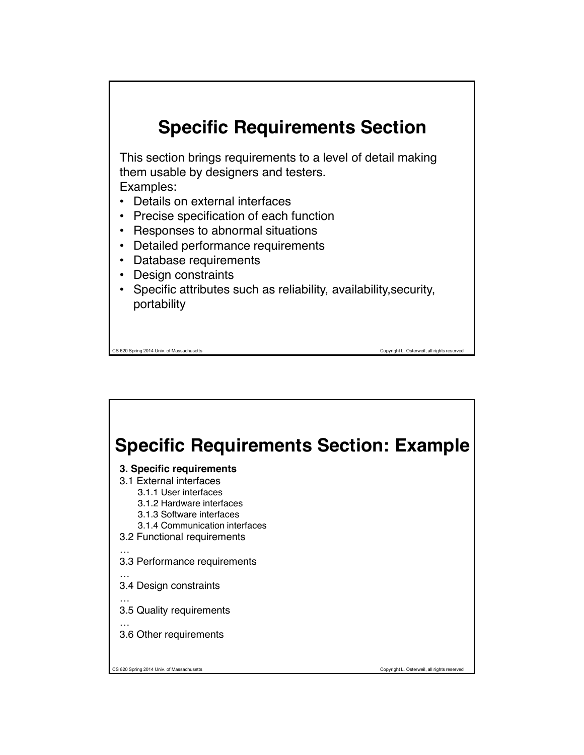# Specific Requirements Section

This section brings requirements to a level of detail making them usable by designers and testers.

Examples:

- Details on external interfaces
- Precise specification of each function
- Responses to abnormal situations
- Detailed performance requirements
- Database requirements
- Design constraints
- Specific attributes such as reliability, availability,security, portability

# Specific Requirements Section: Example

**3. Specific requirements**

3.1 External interfaces
- 3.1.1 User interfaces
- 3.1.2 Hardware interfaces
- 3.1.3 Software interfaces
- 3.1.4 Communication interfaces

3.2 Functional requirements

…

3.3 Performance requirements

…

3.4 Design constraints

…

3.5 Quality requirements

…

3.6 Other requirements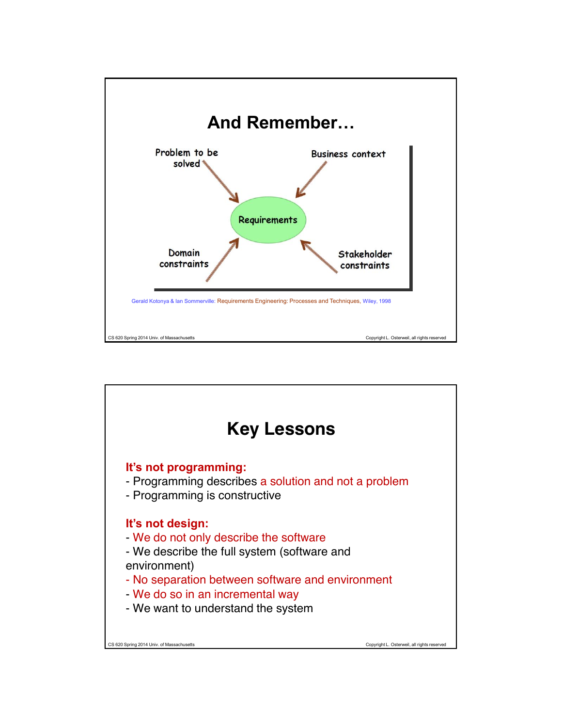# And Remember…

Problem to be solved

Business context

Requirements

Domain constraints

Stakeholder constraints

Gerald Kotonya & Ian Sommerville: Requirements Engineering: Processes and Techniques, Wiley, 1998

# Key Lessons

**It's not programming:**

- Programming describes a solution and not a problem
- Programming is constructive

**It's not design:**

- We do not only describe the software
- We describe the full system (software and environment)
- No separation between software and environment
- We do so in an incremental way
- We want to understand the system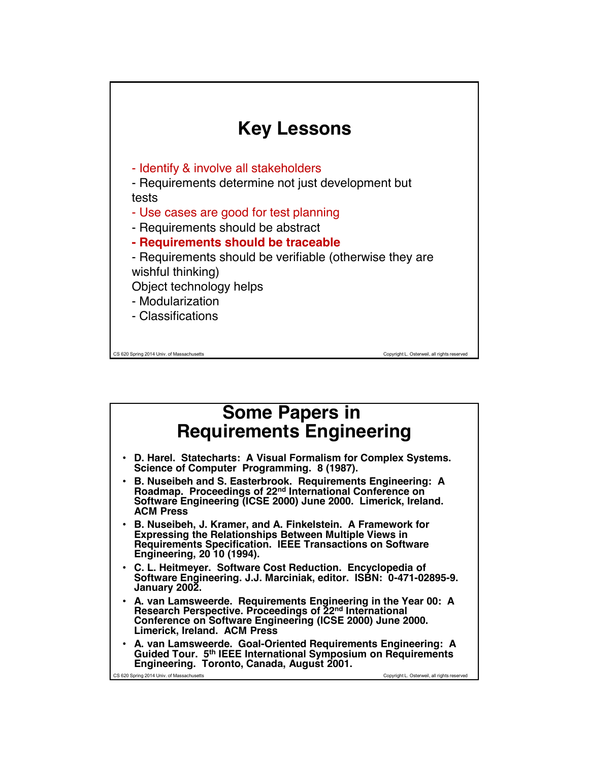# Key Lessons

- Identify & involve all stakeholders
- Requirements determine not just development but tests
- Use cases are good for test planning
- Requirements should be abstract
- **Requirements should be traceable**
- Requirements should be verifiable (otherwise they are wishful thinking)

Object technology helps

- Modularization
- Classifications

# Some Papers in Requirements Engineering

- **D. Harel. Statecharts: A Visual Formalism for Complex Systems. Science of Computer Programming. 8 (1987).**
- **B. Nuseibeh and S. Easterbrook. Requirements Engineering: A Roadmap. Proceedings of 22nd International Conference on Software Engineering (ICSE 2000) June 2000. Limerick, Ireland. ACM Press**
- **B. Nuseibeh, J. Kramer, and A. Finkelstein. A Framework for Expressing the Relationships Between Multiple Views in Requirements Specification. IEEE Transactions on Software Engineering, 20 10 (1994).**
- **C. L. Heitmeyer. Software Cost Reduction. Encyclopedia of Software Engineering. J.J. Marciniak, editor. ISBN: 0-471-02895-9. January 2002.**
- **A. van Lamsweerde. Requirements Engineering in the Year 00: A Research Perspective. Proceedings of 22nd International Conference on Software Engineering (ICSE 2000) June 2000. Limerick, Ireland. ACM Press**
- **A. van Lamsweerde. Goal-Oriented Requirements Engineering: A Guided Tour. 5th IEEE International Symposium on Requirements Engineering. Toronto, Canada, August 2001.**